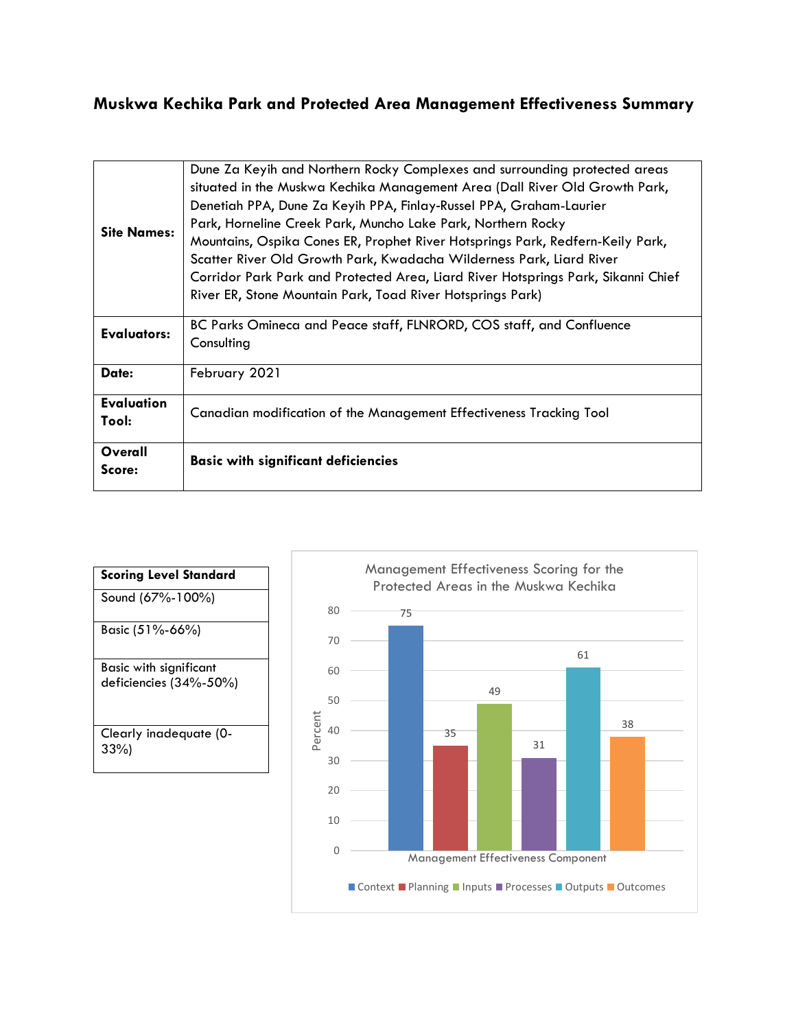# Muskwa Kechika Park and Protected Area Management Effectiveness Summary

| | |
|---|---|
| **Site Names:** | Dune Za Keyih and Northern Rocky Complexes and surrounding protected areas situated in the Muskwa Kechika Management Area (Dall River Old Growth Park, Denetiah PPA, Dune Za Keyih PPA, Finlay-Russel PPA, Graham-Laurier Park, Horneline Creek Park, Muncho Lake Park, Northern Rocky Mountains, Ospika Cones ER, Prophet River Hotsprings Park, Redfern-Keily Park, Scatter River Old Growth Park, Kwadacha Wilderness Park, Liard River Corridor Park Park and Protected Area, Liard River Hotsprings Park, Sikanni Chief River ER, Stone Mountain Park, Toad River Hotsprings Park) |
| **Evaluators:** | BC Parks Omineca and Peace staff, FLNRORD, COS staff, and Confluence Consulting |
| **Date:** | February 2021 |
| **Evaluation Tool:** | Canadian modification of the Management Effectiveness Tracking Tool |
| **Overall Score:** | **Basic with significant deficiencies** |

| **Scoring Level Standard** |
|---|
| Sound (67%-100%) |
| Basic (51%-66%) |
| Basic with significant deficiencies (34%-50%) |
| Clearly inadequate (0-33%) |

Management Effectiveness Scoring for the Protected Areas in the Muskwa Kechika

| Management Effectiveness Component | Percent |
|---|---|
| Context | 75 |
| Planning | 35 |
| Inputs | 49 |
| Processes | 31 |
| Outputs | 61 |
| Outcomes | 38 |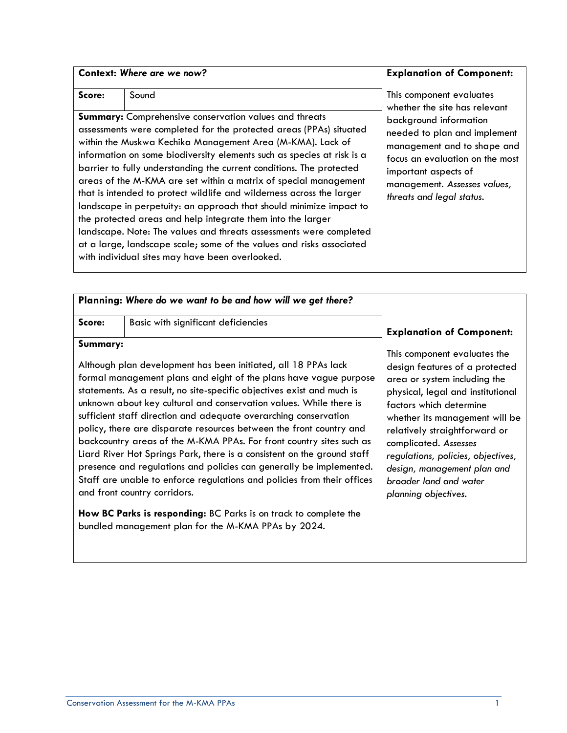| **Context:** ***Where are we now?*** | | **Explanation of Component:** |
|---|---|---|
| **Score:** | Sound | This component evaluates whether the site has relevant background information needed to plan and implement management and to shape and focus an evaluation on the most important aspects of management. *Assesses values, threats and legal status.* |
| **Summary:** Comprehensive conservation values and threats assessments were completed for the protected areas (PPAs) situated within the Muskwa Kechika Management Area (M-KMA). Lack of information on some biodiversity elements such as species at risk is a barrier to fully understanding the current conditions. The protected areas of the M-KMA are set within a matrix of special management that is intended to protect wildlife and wilderness across the larger landscape in perpetuity: an approach that should minimize impact to the protected areas and help integrate them into the larger landscape. Note: The values and threats assessments were completed at a large, landscape scale; some of the values and risks associated with individual sites may have been overlooked. | | |

| **Planning:** ***Where do we want to be and how will we get there?*** | | **Explanation of Component:** |
|---|---|---|
| **Score:** | Basic with significant deficiencies | This component evaluates the design features of a protected area or system including the physical, legal and institutional factors which determine whether its management will be relatively straightforward or complicated. *Assesses regulations, policies, objectives, design, management plan and broader land and water planning objectives.* |
| **Summary:** Although plan development has been initiated, all 18 PPAs lack formal management plans and eight of the plans have vague purpose statements. As a result, no site-specific objectives exist and much is unknown about key cultural and conservation values. While there is sufficient staff direction and adequate overarching conservation policy, there are disparate resources between the front country and backcountry areas of the M-KMA PPAs. For front country sites such as Liard River Hot Springs Park, there is a consistent on the ground staff presence and regulations and policies can generally be implemented. Staff are unable to enforce regulations and policies from their offices and front country corridors. **How BC Parks is responding:** BC Parks is on track to complete the bundled management plan for the M-KMA PPAs by 2024. | | |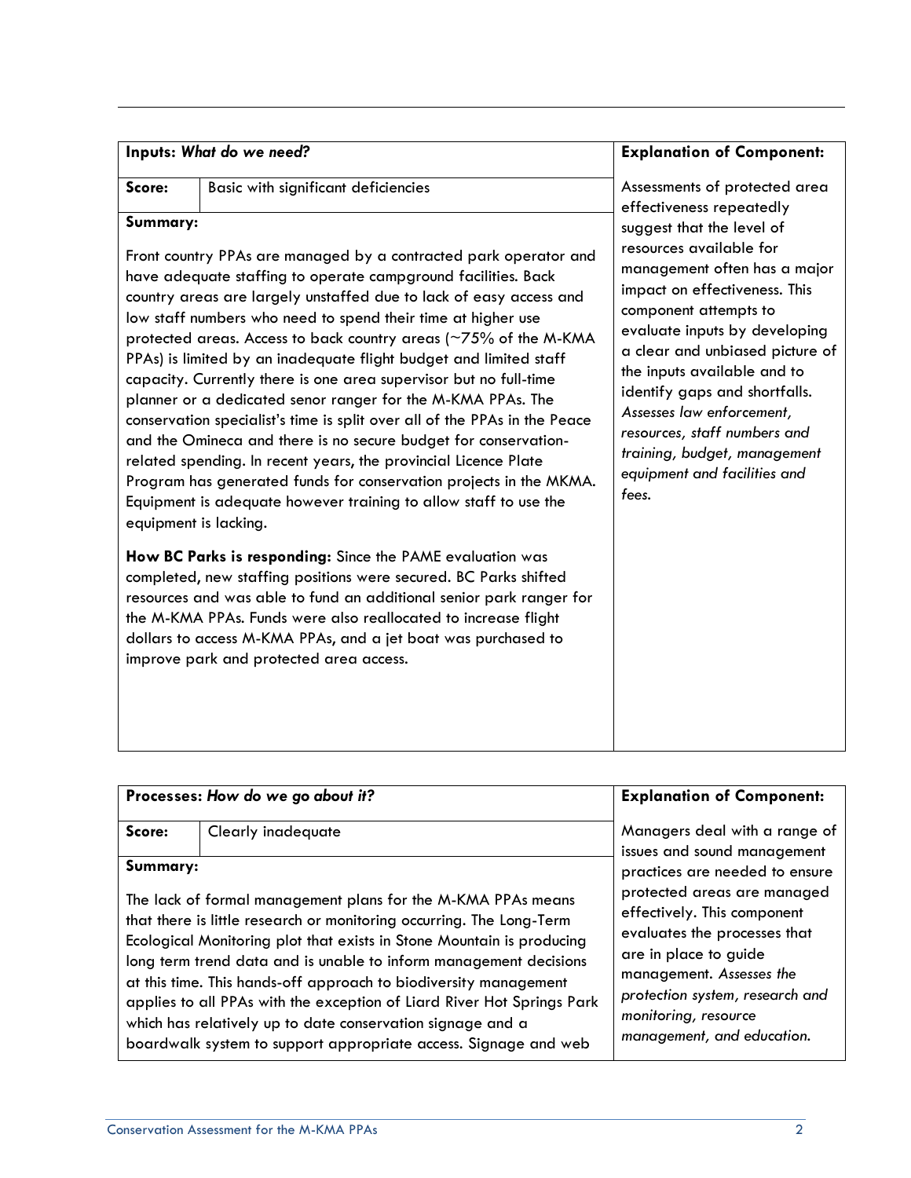| Inputs: *What do we need?* | | Explanation of Component: |
|---|---|---|
| **Score:** | Basic with significant deficiencies | Assessments of protected area effectiveness repeatedly suggest that the level of resources available for management often has a major impact on effectiveness. This component attempts to evaluate inputs by developing a clear and unbiased picture of the inputs available and to identify gaps and shortfalls. *Assesses law enforcement, resources, staff numbers and training, budget, management equipment and facilities and fees.* |
| **Summary:**<br><br>Front country PPAs are managed by a contracted park operator and have adequate staffing to operate campground facilities. Back country areas are largely unstaffed due to lack of easy access and low staff numbers who need to spend their time at higher use protected areas. Access to back country areas (~75% of the M-KMA PPAs) is limited by an inadequate flight budget and limited staff capacity. Currently there is one area supervisor but no full-time planner or a dedicated senor ranger for the M-KMA PPAs. The conservation specialist's time is split over all of the PPAs in the Peace and the Omineca and there is no secure budget for conservation-related spending. In recent years, the provincial Licence Plate Program has generated funds for conservation projects in the MKMA. Equipment is adequate however training to allow staff to use the equipment is lacking.<br><br>**How BC Parks is responding:** Since the PAME evaluation was completed, new staffing positions were secured. BC Parks shifted resources and was able to fund an additional senior park ranger for the M-KMA PPAs. Funds were also reallocated to increase flight dollars to access M-KMA PPAs, and a jet boat was purchased to improve park and protected area access. | | |

| Processes: *How do we go about it?* | | Explanation of Component: |
|---|---|---|
| **Score:** | Clearly inadequate | Managers deal with a range of issues and sound management practices are needed to ensure protected areas are managed effectively. This component evaluates the processes that are in place to guide management. *Assesses the protection system, research and monitoring, resource management, and education.* |
| **Summary:**<br><br>The lack of formal management plans for the M-KMA PPAs means that there is little research or monitoring occurring. The Long-Term Ecological Monitoring plot that exists in Stone Mountain is producing long term trend data and is unable to inform management decisions at this time. This hands-off approach to biodiversity management applies to all PPAs with the exception of Liard River Hot Springs Park which has relatively up to date conservation signage and a boardwalk system to support appropriate access. Signage and web | | |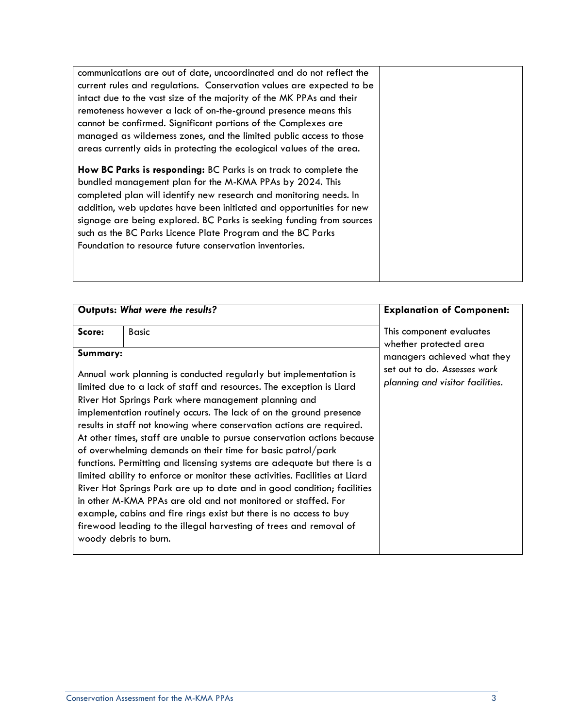communications are out of date, uncoordinated and do not reflect the current rules and regulations. Conservation values are expected to be intact due to the vast size of the majority of the MK PPAs and their remoteness however a lack of on-the-ground presence means this cannot be confirmed. Significant portions of the Complexes are managed as wilderness zones, and the limited public access to those areas currently aids in protecting the ecological values of the area.

**How BC Parks is responding:** BC Parks is on track to complete the bundled management plan for the M-KMA PPAs by 2024. This completed plan will identify new research and monitoring needs. In addition, web updates have been initiated and opportunities for new signage are being explored. BC Parks is seeking funding from sources such as the BC Parks Licence Plate Program and the BC Parks Foundation to resource future conservation inventories.

| **Outputs:** ***What were the results?*** | | **Explanation of Component:** |
|---|---|---|
| **Score:** | Basic | This component evaluates whether protected area managers achieved what they set out to do. *Assesses work planning and visitor facilities.* |
| **Summary:** Annual work planning is conducted regularly but implementation is limited due to a lack of staff and resources. The exception is Liard River Hot Springs Park where management planning and implementation routinely occurs. The lack of on the ground presence results in staff not knowing where conservation actions are required. At other times, staff are unable to pursue conservation actions because of overwhelming demands on their time for basic patrol/park functions. Permitting and licensing systems are adequate but there is a limited ability to enforce or monitor these activities. Facilities at Liard River Hot Springs Park are up to date and in good condition; facilities in other M-KMA PPAs are old and not monitored or staffed. For example, cabins and fire rings exist but there is no access to buy firewood leading to the illegal harvesting of trees and removal of woody debris to burn. | | |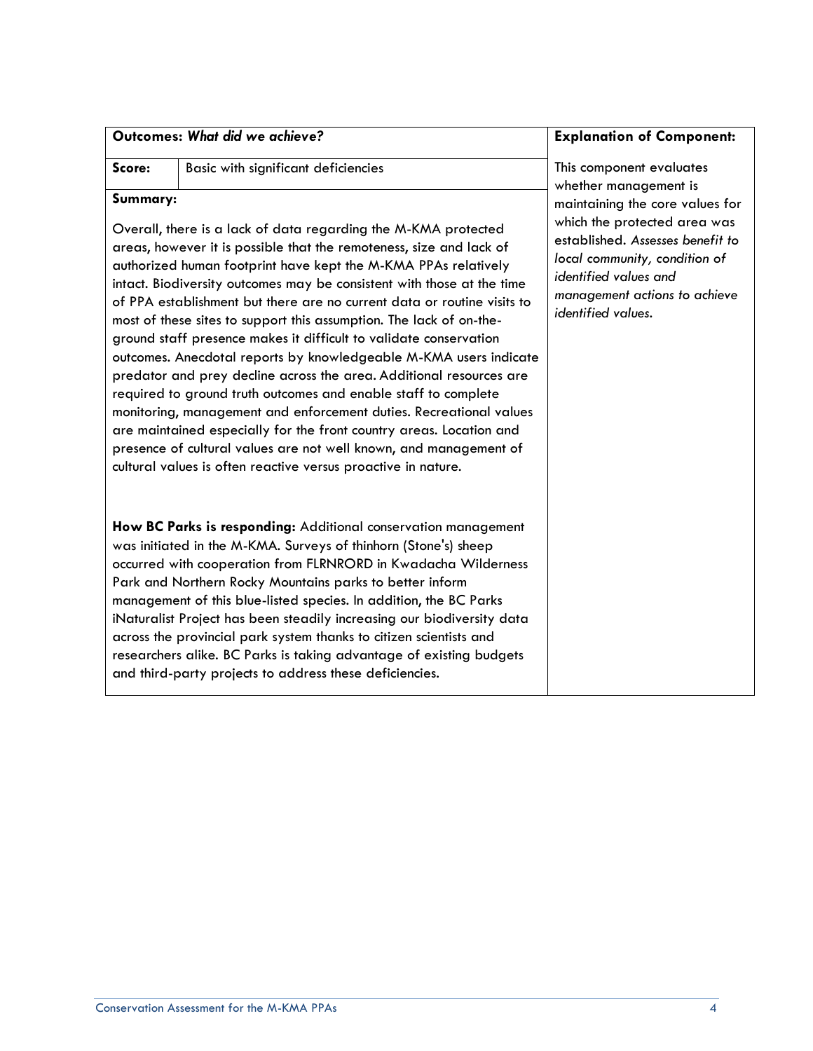| **Outcomes:** ***What did we achieve?*** | | **Explanation of Component:** |
|---|---|---|
| **Score:** | Basic with significant deficiencies | This component evaluates whether management is maintaining the core values for which the protected area was established. *Assesses benefit to local community, condition of identified values and management actions to achieve identified values.* |
| **Summary:**<br><br>Overall, there is a lack of data regarding the M-KMA protected areas, however it is possible that the remoteness, size and lack of authorized human footprint have kept the M-KMA PPAs relatively intact. Biodiversity outcomes may be consistent with those at the time of PPA establishment but there are no current data or routine visits to most of these sites to support this assumption. The lack of on-the-ground staff presence makes it difficult to validate conservation outcomes. Anecdotal reports by knowledgeable M-KMA users indicate predator and prey decline across the area. Additional resources are required to ground truth outcomes and enable staff to complete monitoring, management and enforcement duties. Recreational values are maintained especially for the front country areas. Location and presence of cultural values are not well known, and management of cultural values is often reactive versus proactive in nature.<br><br>**How BC Parks is responding:** Additional conservation management was initiated in the M-KMA. Surveys of thinhorn (Stone's) sheep occurred with cooperation from FLRNRORD in Kwadacha Wilderness Park and Northern Rocky Mountains parks to better inform management of this blue-listed species. In addition, the BC Parks iNaturalist Project has been steadily increasing our biodiversity data across the provincial park system thanks to citizen scientists and researchers alike. BC Parks is taking advantage of existing budgets and third-party projects to address these deficiencies. | | |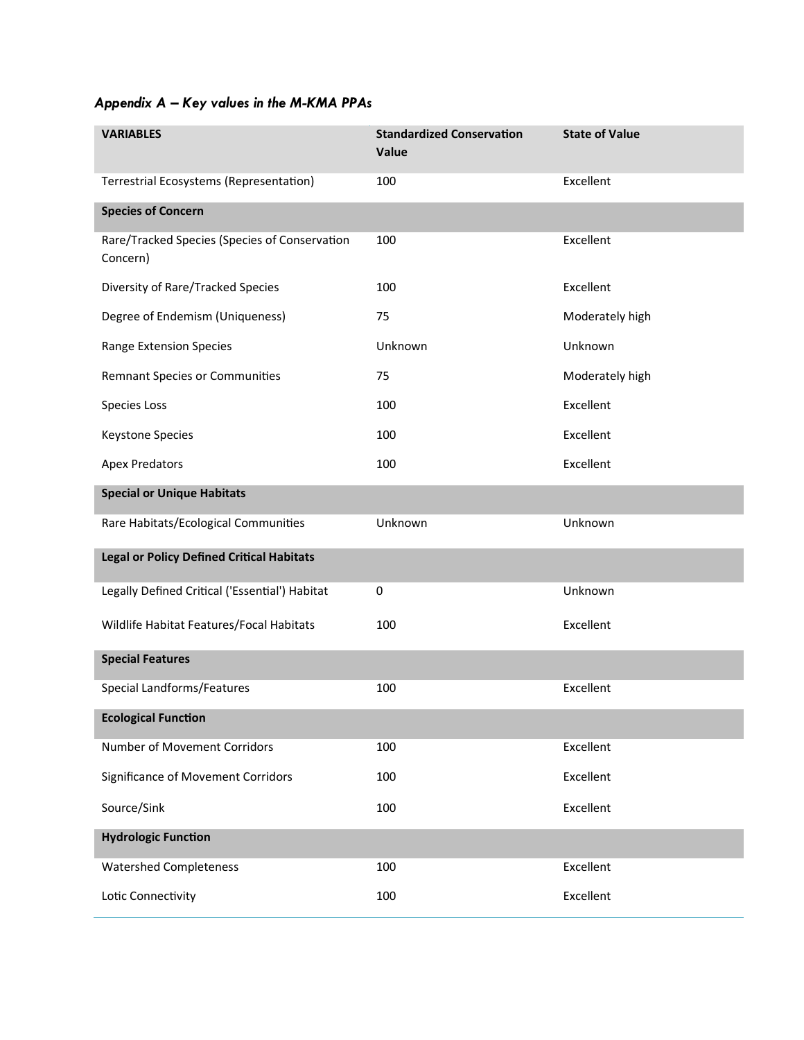### *Appendix A – Key values in the M-KMA PPAs*

| VARIABLES | Standardized Conservation Value | State of Value |
|---|---|---|
| Terrestrial Ecosystems (Representation) | 100 | Excellent |
| **Species of Concern** | | |
| Rare/Tracked Species (Species of Conservation Concern) | 100 | Excellent |
| Diversity of Rare/Tracked Species | 100 | Excellent |
| Degree of Endemism (Uniqueness) | 75 | Moderately high |
| Range Extension Species | Unknown | Unknown |
| Remnant Species or Communities | 75 | Moderately high |
| Species Loss | 100 | Excellent |
| Keystone Species | 100 | Excellent |
| Apex Predators | 100 | Excellent |
| **Special or Unique Habitats** | | |
| Rare Habitats/Ecological Communities | Unknown | Unknown |
| **Legal or Policy Defined Critical Habitats** | | |
| Legally Defined Critical ('Essential') Habitat | 0 | Unknown |
| Wildlife Habitat Features/Focal Habitats | 100 | Excellent |
| **Special Features** | | |
| Special Landforms/Features | 100 | Excellent |
| **Ecological Function** | | |
| Number of Movement Corridors | 100 | Excellent |
| Significance of Movement Corridors | 100 | Excellent |
| Source/Sink | 100 | Excellent |
| **Hydrologic Function** | | |
| Watershed Completeness | 100 | Excellent |
| Lotic Connectivity | 100 | Excellent |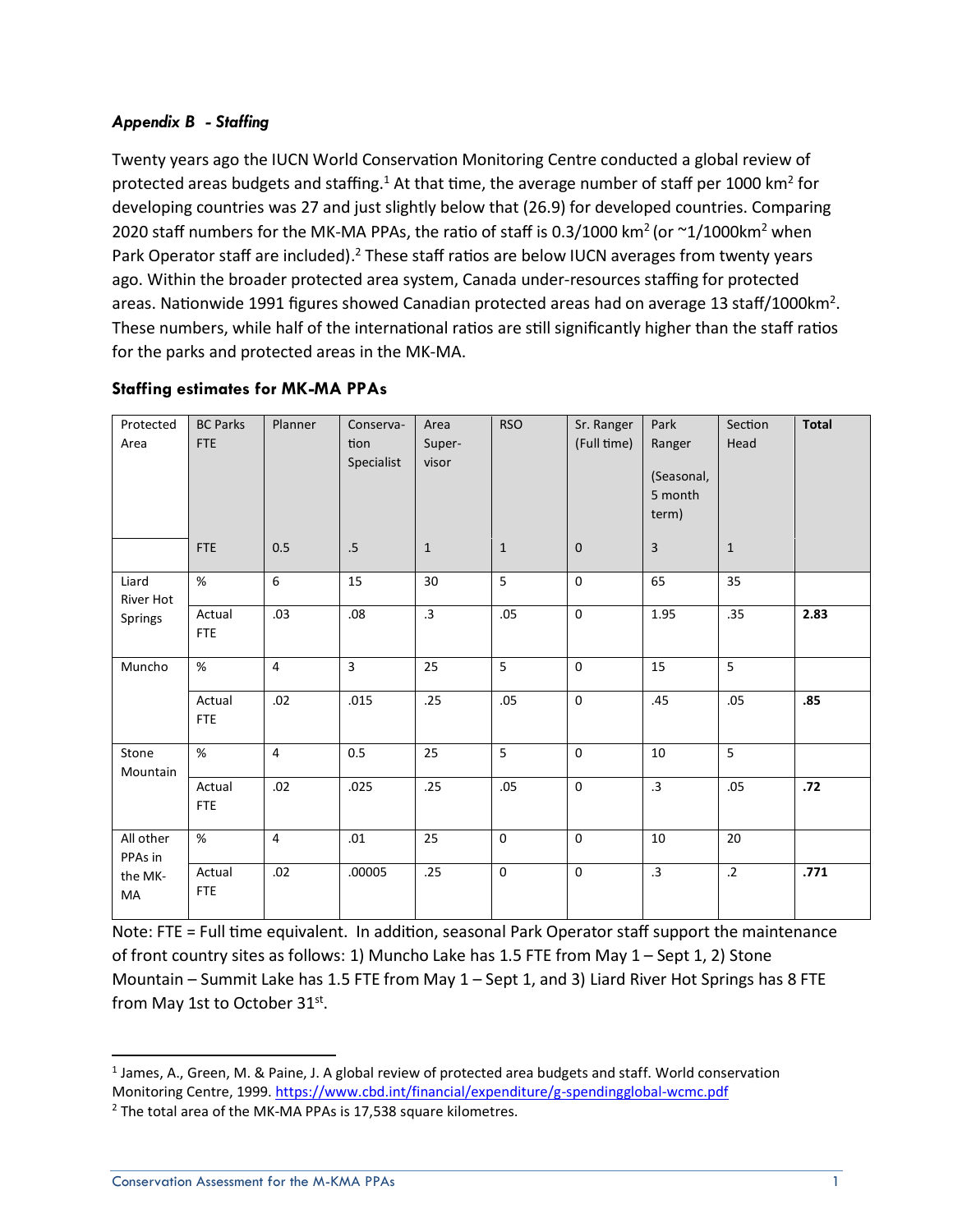***Appendix B - Staffing***

Twenty years ago the IUCN World Conservation Monitoring Centre conducted a global review of protected areas budgets and staffing.[1] At that time, the average number of staff per 1000 km$^2$ for developing countries was 27 and just slightly below that (26.9) for developed countries. Comparing 2020 staff numbers for the MK-MA PPAs, the ratio of staff is 0.3/1000 km$^2$ (or ~1/1000km$^2$ when Park Operator staff are included).[2] These staff ratios are below IUCN averages from twenty years ago. Within the broader protected area system, Canada under-resources staffing for protected areas. Nationwide 1991 figures showed Canadian protected areas had on average 13 staff/1000km$^2$. These numbers, while half of the international ratios are still significantly higher than the staff ratios for the parks and protected areas in the MK-MA.

**Staffing estimates for MK-MA PPAs**

| Protected Area | BC Parks FTE | Planner | Conserva-tion Specialist | Area Super-visor | RSO | Sr. Ranger (Full time) | Park Ranger (Seasonal, 5 month term) | Section Head | **Total** |
|---|---|---|---|---|---|---|---|---|---|
| | FTE | 0.5 | .5 | 1 | 1 | 0 | 3 | 1 | |
| Liard River Hot Springs | % | 6 | 15 | 30 | 5 | 0 | 65 | 35 | |
| | Actual FTE | .03 | .08 | .3 | .05 | 0 | 1.95 | .35 | **2.83** |
| Muncho | % | 4 | 3 | 25 | 5 | 0 | 15 | 5 | |
| | Actual FTE | .02 | .015 | .25 | .05 | 0 | .45 | .05 | **.85** |
| Stone Mountain | % | 4 | 0.5 | 25 | 5 | 0 | 10 | 5 | |
| | Actual FTE | .02 | .025 | .25 | .05 | 0 | .3 | .05 | **.72** |
| All other PPAs in the MK-MA | % | 4 | .01 | 25 | 0 | 0 | 10 | 20 | |
| | Actual FTE | .02 | .00005 | .25 | 0 | 0 | .3 | .2 | **.771** |

Note: FTE = Full time equivalent. In addition, seasonal Park Operator staff support the maintenance of front country sites as follows: 1) Muncho Lake has 1.5 FTE from May 1 – Sept 1, 2) Stone Mountain – Summit Lake has 1.5 FTE from May 1 – Sept 1, and 3) Liard River Hot Springs has 8 FTE from May 1st to October 31st.

[1] James, A., Green, M. & Paine, J. A global review of protected area budgets and staff. World conservation Monitoring Centre, 1999. https://www.cbd.int/financial/expenditure/g-spendingglobal-wcmc.pdf

[2] The total area of the MK-MA PPAs is 17,538 square kilometres.